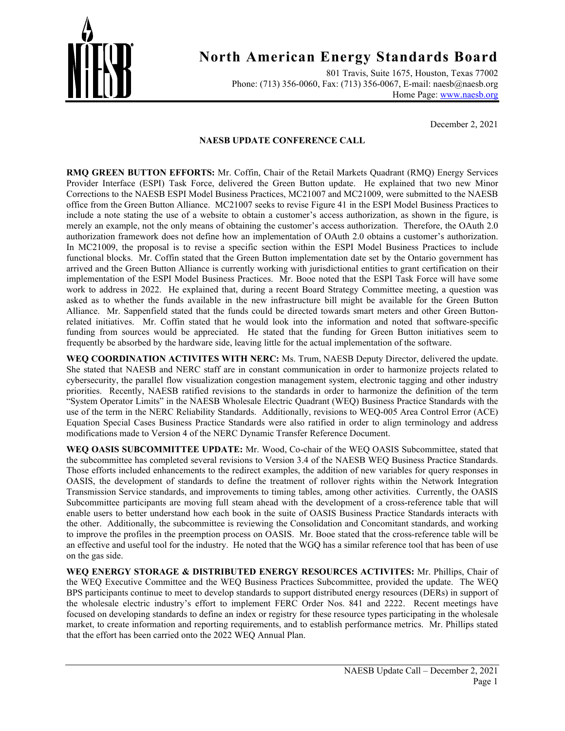# North American Energy Standards Board

801 Travis, Suite 1675, Houston, Texas 77002
Phone: (713) 356-0060, Fax: (713) 356-0067, E-mail: naesb@naesb.org
Home Page: www.naesb.org

December 2, 2021

## NAESB UPDATE CONFERENCE CALL

**RMQ GREEN BUTTON EFFORTS:** Mr. Coffin, Chair of the Retail Markets Quadrant (RMQ) Energy Services Provider Interface (ESPI) Task Force, delivered the Green Button update. He explained that two new Minor Corrections to the NAESB ESPI Model Business Practices, MC21007 and MC21009, were submitted to the NAESB office from the Green Button Alliance. MC21007 seeks to revise Figure 41 in the ESPI Model Business Practices to include a note stating the use of a website to obtain a customer's access authorization, as shown in the figure, is merely an example, not the only means of obtaining the customer's access authorization. Therefore, the OAuth 2.0 authorization framework does not define how an implementation of OAuth 2.0 obtains a customer's authorization. In MC21009, the proposal is to revise a specific section within the ESPI Model Business Practices to include functional blocks. Mr. Coffin stated that the Green Button implementation date set by the Ontario government has arrived and the Green Button Alliance is currently working with jurisdictional entities to grant certification on their implementation of the ESPI Model Business Practices. Mr. Booe noted that the ESPI Task Force will have some work to address in 2022. He explained that, during a recent Board Strategy Committee meeting, a question was asked as to whether the funds available in the new infrastructure bill might be available for the Green Button Alliance. Mr. Sappenfield stated that the funds could be directed towards smart meters and other Green Button-related initiatives. Mr. Coffin stated that he would look into the information and noted that software-specific funding from sources would be appreciated. He stated that the funding for Green Button initiatives seem to frequently be absorbed by the hardware side, leaving little for the actual implementation of the software.

**WEQ COORDINATION ACTIVITES WITH NERC:** Ms. Trum, NAESB Deputy Director, delivered the update. She stated that NAESB and NERC staff are in constant communication in order to harmonize projects related to cybersecurity, the parallel flow visualization congestion management system, electronic tagging and other industry priorities. Recently, NAESB ratified revisions to the standards in order to harmonize the definition of the term "System Operator Limits" in the NAESB Wholesale Electric Quadrant (WEQ) Business Practice Standards with the use of the term in the NERC Reliability Standards. Additionally, revisions to WEQ-005 Area Control Error (ACE) Equation Special Cases Business Practice Standards were also ratified in order to align terminology and address modifications made to Version 4 of the NERC Dynamic Transfer Reference Document.

**WEQ OASIS SUBCOMMITTEE UPDATE:** Mr. Wood, Co-chair of the WEQ OASIS Subcommittee, stated that the subcommittee has completed several revisions to Version 3.4 of the NAESB WEQ Business Practice Standards. Those efforts included enhancements to the redirect examples, the addition of new variables for query responses in OASIS, the development of standards to define the treatment of rollover rights within the Network Integration Transmission Service standards, and improvements to timing tables, among other activities. Currently, the OASIS Subcommittee participants are moving full steam ahead with the development of a cross-reference table that will enable users to better understand how each book in the suite of OASIS Business Practice Standards interacts with the other. Additionally, the subcommittee is reviewing the Consolidation and Concomitant standards, and working to improve the profiles in the preemption process on OASIS. Mr. Booe stated that the cross-reference table will be an effective and useful tool for the industry. He noted that the WGQ has a similar reference tool that has been of use on the gas side.

**WEQ ENERGY STORAGE & DISTRIBUTED ENERGY RESOURCES ACTIVITES:** Mr. Phillips, Chair of the WEQ Executive Committee and the WEQ Business Practices Subcommittee, provided the update. The WEQ BPS participants continue to meet to develop standards to support distributed energy resources (DERs) in support of the wholesale electric industry's effort to implement FERC Order Nos. 841 and 2222. Recent meetings have focused on developing standards to define an index or registry for these resource types participating in the wholesale market, to create information and reporting requirements, and to establish performance metrics. Mr. Phillips stated that the effort has been carried onto the 2022 WEQ Annual Plan.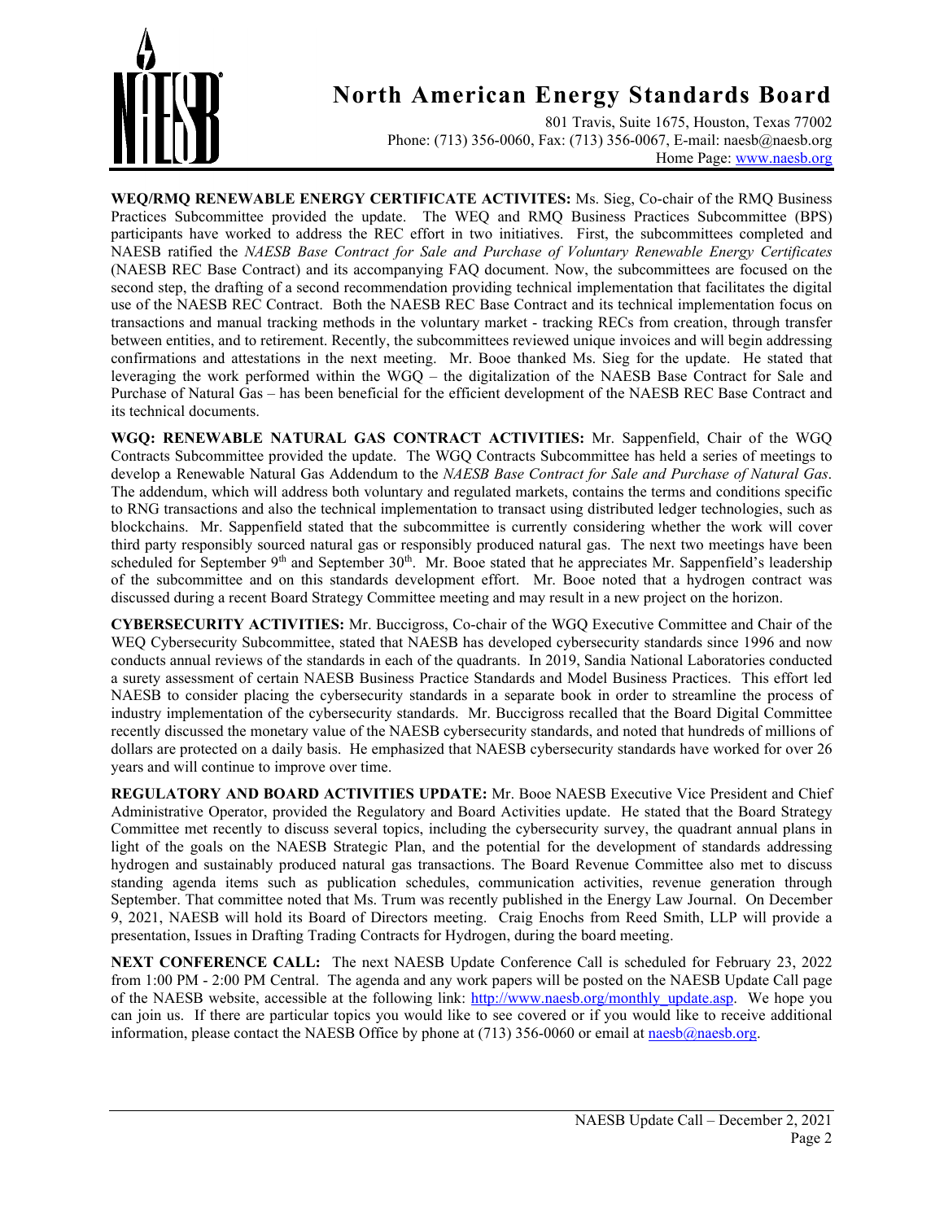**WEQ/RMQ RENEWABLE ENERGY CERTIFICATE ACTIVITES:** Ms. Sieg, Co-chair of the RMQ Business Practices Subcommittee provided the update. The WEQ and RMQ Business Practices Subcommittee (BPS) participants have worked to address the REC effort in two initiatives. First, the subcommittees completed and NAESB ratified the *NAESB Base Contract for Sale and Purchase of Voluntary Renewable Energy Certificates* (NAESB REC Base Contract) and its accompanying FAQ document. Now, the subcommittees are focused on the second step, the drafting of a second recommendation providing technical implementation that facilitates the digital use of the NAESB REC Contract. Both the NAESB REC Base Contract and its technical implementation focus on transactions and manual tracking methods in the voluntary market - tracking RECs from creation, through transfer between entities, and to retirement. Recently, the subcommittees reviewed unique invoices and will begin addressing confirmations and attestations in the next meeting. Mr. Booe thanked Ms. Sieg for the update. He stated that leveraging the work performed within the WGQ – the digitalization of the NAESB Base Contract for Sale and Purchase of Natural Gas – has been beneficial for the efficient development of the NAESB REC Base Contract and its technical documents.

**WGQ: RENEWABLE NATURAL GAS CONTRACT ACTIVITIES:** Mr. Sappenfield, Chair of the WGQ Contracts Subcommittee provided the update. The WGQ Contracts Subcommittee has held a series of meetings to develop a Renewable Natural Gas Addendum to the *NAESB Base Contract for Sale and Purchase of Natural Gas*. The addendum, which will address both voluntary and regulated markets, contains the terms and conditions specific to RNG transactions and also the technical implementation to transact using distributed ledger technologies, such as blockchains. Mr. Sappenfield stated that the subcommittee is currently considering whether the work will cover third party responsibly sourced natural gas or responsibly produced natural gas. The next two meetings have been scheduled for September 9th and September 30th. Mr. Booe stated that he appreciates Mr. Sappenfield's leadership of the subcommittee and on this standards development effort. Mr. Booe noted that a hydrogen contract was discussed during a recent Board Strategy Committee meeting and may result in a new project on the horizon.

**CYBERSECURITY ACTIVITIES:** Mr. Buccigross, Co-chair of the WGQ Executive Committee and Chair of the WEQ Cybersecurity Subcommittee, stated that NAESB has developed cybersecurity standards since 1996 and now conducts annual reviews of the standards in each of the quadrants. In 2019, Sandia National Laboratories conducted a surety assessment of certain NAESB Business Practice Standards and Model Business Practices. This effort led NAESB to consider placing the cybersecurity standards in a separate book in order to streamline the process of industry implementation of the cybersecurity standards. Mr. Buccigross recalled that the Board Digital Committee recently discussed the monetary value of the NAESB cybersecurity standards, and noted that hundreds of millions of dollars are protected on a daily basis. He emphasized that NAESB cybersecurity standards have worked for over 26 years and will continue to improve over time.

**REGULATORY AND BOARD ACTIVITIES UPDATE:** Mr. Booe NAESB Executive Vice President and Chief Administrative Operator, provided the Regulatory and Board Activities update. He stated that the Board Strategy Committee met recently to discuss several topics, including the cybersecurity survey, the quadrant annual plans in light of the goals on the NAESB Strategic Plan, and the potential for the development of standards addressing hydrogen and sustainably produced natural gas transactions. The Board Revenue Committee also met to discuss standing agenda items such as publication schedules, communication activities, revenue generation through September. That committee noted that Ms. Trum was recently published in the Energy Law Journal. On December 9, 2021, NAESB will hold its Board of Directors meeting. Craig Enochs from Reed Smith, LLP will provide a presentation, Issues in Drafting Trading Contracts for Hydrogen, during the board meeting.

**NEXT CONFERENCE CALL:** The next NAESB Update Conference Call is scheduled for February 23, 2022 from 1:00 PM - 2:00 PM Central. The agenda and any work papers will be posted on the NAESB Update Call page of the NAESB website, accessible at the following link: http://www.naesb.org/monthly_update.asp. We hope you can join us. If there are particular topics you would like to see covered or if you would like to receive additional information, please contact the NAESB Office by phone at (713) 356-0060 or email at naesb@naesb.org.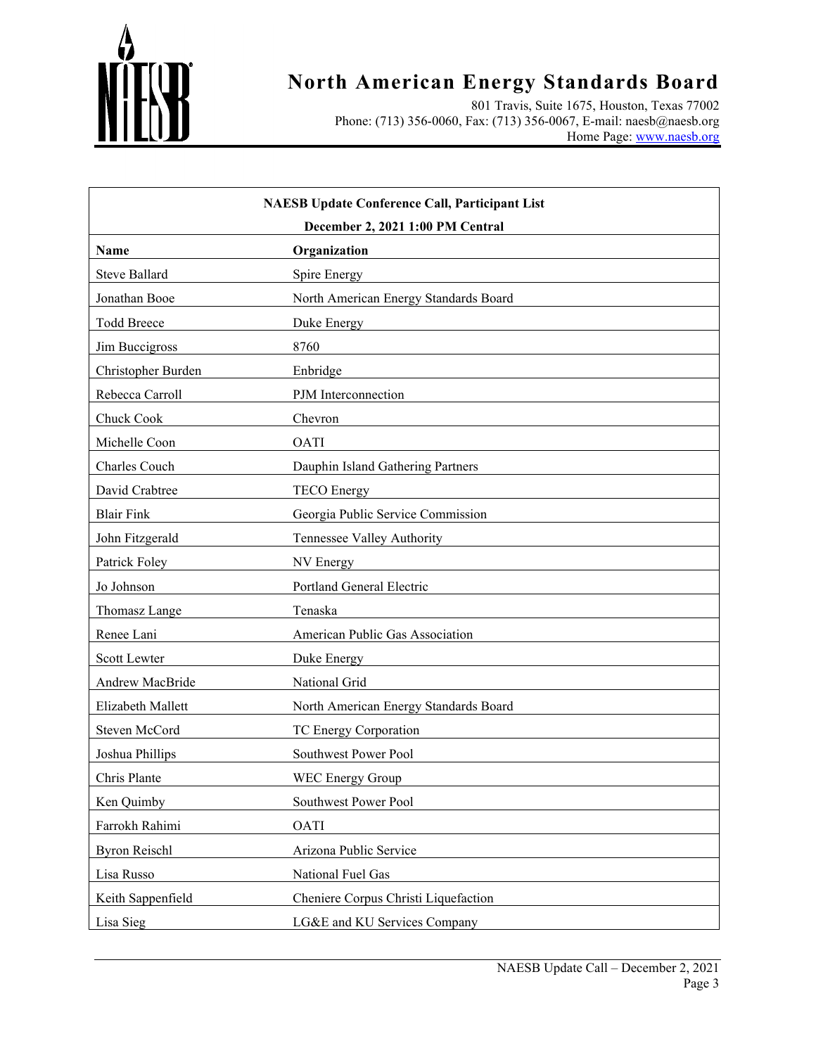# North American Energy Standards Board

801 Travis, Suite 1675, Houston, Texas 77002
Phone: (713) 356-0060, Fax: (713) 356-0067, E-mail: naesb@naesb.org
Home Page: www.naesb.org

**NAESB Update Conference Call, Participant List**

**December 2, 2021 1:00 PM Central**

| Name | Organization |
|---|---|
| Steve Ballard | Spire Energy |
| Jonathan Booe | North American Energy Standards Board |
| Todd Breece | Duke Energy |
| Jim Buccigross | 8760 |
| Christopher Burden | Enbridge |
| Rebecca Carroll | PJM Interconnection |
| Chuck Cook | Chevron |
| Michelle Coon | OATI |
| Charles Couch | Dauphin Island Gathering Partners |
| David Crabtree | TECO Energy |
| Blair Fink | Georgia Public Service Commission |
| John Fitzgerald | Tennessee Valley Authority |
| Patrick Foley | NV Energy |
| Jo Johnson | Portland General Electric |
| Thomasz Lange | Tenaska |
| Renee Lani | American Public Gas Association |
| Scott Lewter | Duke Energy |
| Andrew MacBride | National Grid |
| Elizabeth Mallett | North American Energy Standards Board |
| Steven McCord | TC Energy Corporation |
| Joshua Phillips | Southwest Power Pool |
| Chris Plante | WEC Energy Group |
| Ken Quimby | Southwest Power Pool |
| Farrokh Rahimi | OATI |
| Byron Reischl | Arizona Public Service |
| Lisa Russo | National Fuel Gas |
| Keith Sappenfield | Cheniere Corpus Christi Liquefaction |
| Lisa Sieg | LG&E and KU Services Company |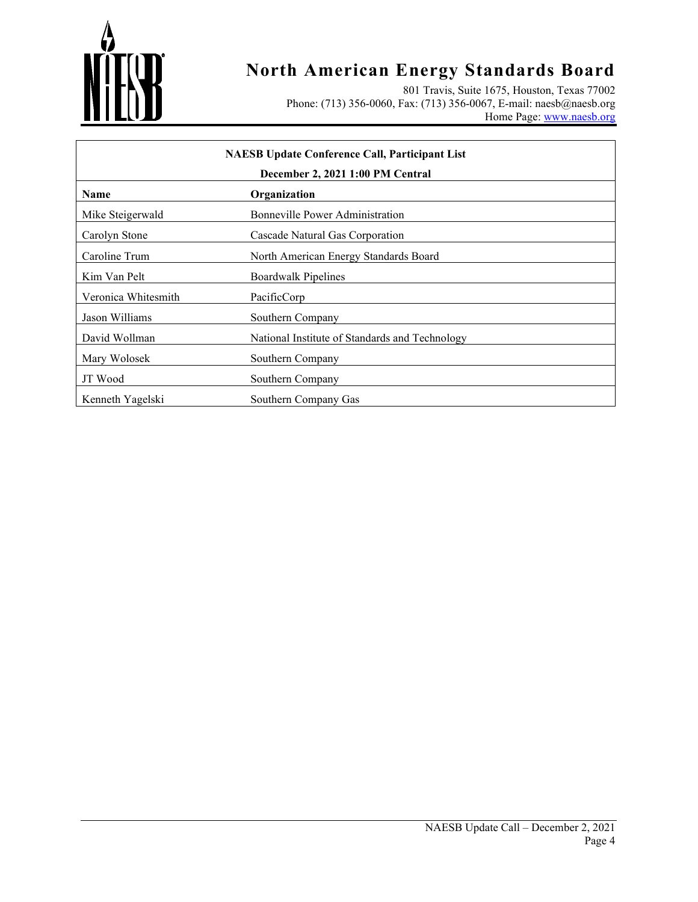# North American Energy Standards Board

801 Travis, Suite 1675, Houston, Texas 77002
Phone: (713) 356-0060, Fax: (713) 356-0067, E-mail: naesb@naesb.org
Home Page: www.naesb.org

**NAESB Update Conference Call, Participant List**

**December 2, 2021 1:00 PM Central**

| Name | Organization |
|---|---|
| Mike Steigerwald | Bonneville Power Administration |
| Carolyn Stone | Cascade Natural Gas Corporation |
| Caroline Trum | North American Energy Standards Board |
| Kim Van Pelt | Boardwalk Pipelines |
| Veronica Whitesmith | PacificCorp |
| Jason Williams | Southern Company |
| David Wollman | National Institute of Standards and Technology |
| Mary Wolosek | Southern Company |
| JT Wood | Southern Company |
| Kenneth Yagelski | Southern Company Gas |